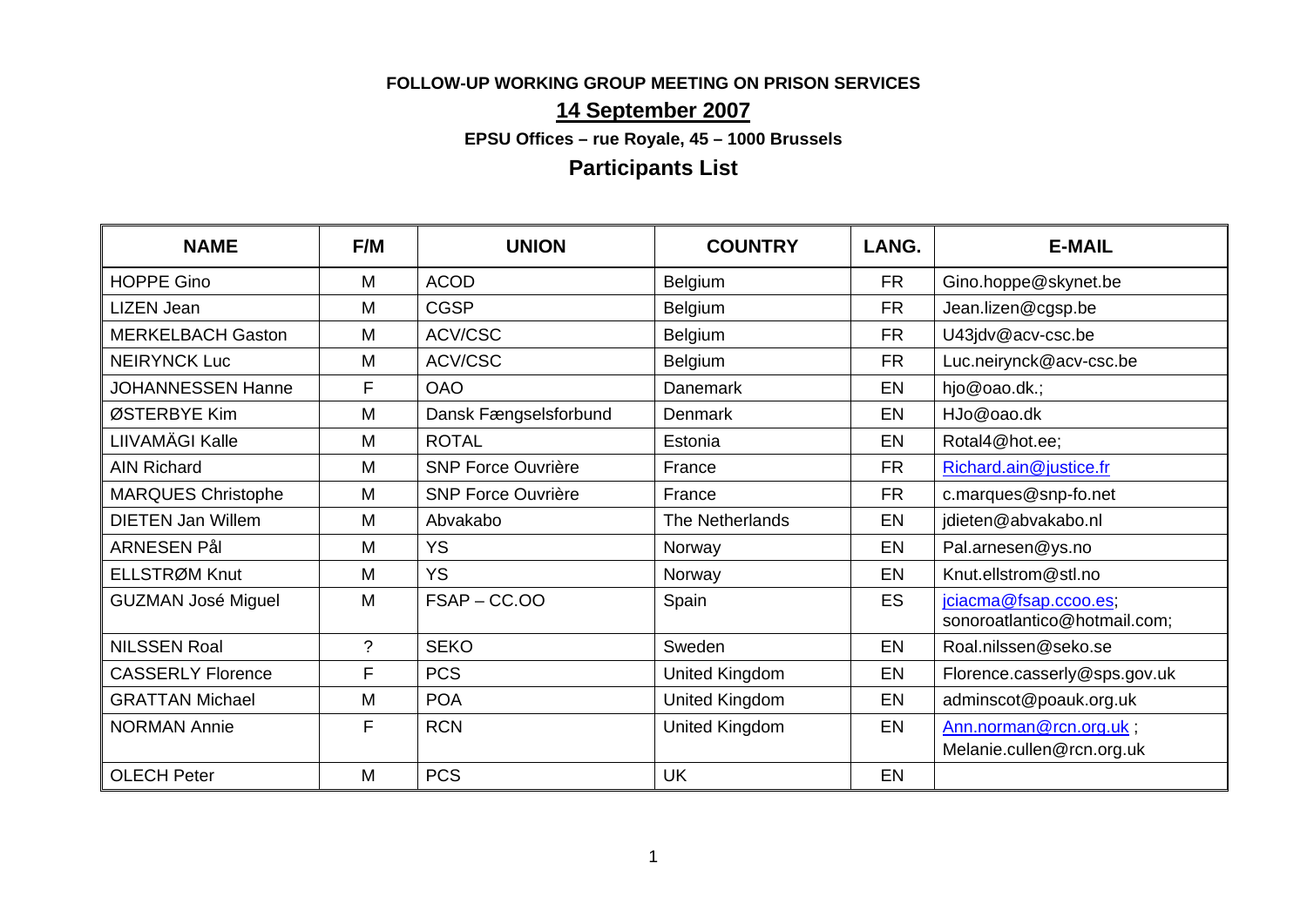**FOLLOW-UP WORKING GROUP MEETING ON PRISON SERVICES**

**14 September 2007**

**EPSU Offices – rue Royale, 45 – 1000 Brussels**

## Participants List

| NAME | F/M | UNION | COUNTRY | LANG. | E-MAIL |
|---|---|---|---|---|---|
| HOPPE Gino | M | ACOD | Belgium | FR | Gino.hoppe@skynet.be |
| LIZEN Jean | M | CGSP | Belgium | FR | Jean.lizen@cgsp.be |
| MERKELBACH Gaston | M | ACV/CSC | Belgium | FR | U43jdv@acv-csc.be |
| NEIRYNCK Luc | M | ACV/CSC | Belgium | FR | Luc.neirynck@acv-csc.be |
| JOHANNESSEN Hanne | F | OAO | Danemark | EN | hjo@oao.dk.; |
| ØSTERBYE Kim | M | Dansk Fængselsforbund | Denmark | EN | HJo@oao.dk |
| LIIVAMÄGI Kalle | M | ROTAL | Estonia | EN | Rotal4@hot.ee; |
| AIN Richard | M | SNP Force Ouvrière | France | FR | Richard.ain@justice.fr |
| MARQUES Christophe | M | SNP Force Ouvrière | France | FR | c.marques@snp-fo.net |
| DIETEN Jan Willem | M | Abvakabo | The Netherlands | EN | jdieten@abvakabo.nl |
| ARNESEN Pål | M | YS | Norway | EN | Pal.arnesen@ys.no |
| ELLSTRØM Knut | M | YS | Norway | EN | Knut.ellstrom@stl.no |
| GUZMAN José Miguel | M | FSAP – CC.OO | Spain | ES | jciacma@fsap.ccoo.es; sonoroatlantico@hotmail.com; |
| NILSSEN Roal | ? | SEKO | Sweden | EN | Roal.nilssen@seko.se |
| CASSERLY Florence | F | PCS | United Kingdom | EN | Florence.casserly@sps.gov.uk |
| GRATTAN Michael | M | POA | United Kingdom | EN | adminscot@poauk.org.uk |
| NORMAN Annie | F | RCN | United Kingdom | EN | Ann.norman@rcn.org.uk ; Melanie.cullen@rcn.org.uk |
| OLECH Peter | M | PCS | UK | EN | |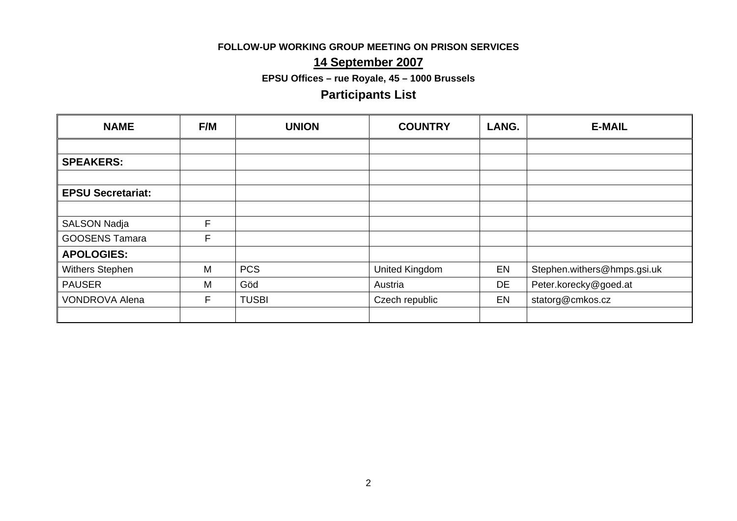**FOLLOW-UP WORKING GROUP MEETING ON PRISON SERVICES**

**14 September 2007**

**EPSU Offices – rue Royale, 45 – 1000 Brussels**

## Participants List

| NAME | F/M | UNION | COUNTRY | LANG. | E-MAIL |
|---|---|---|---|---|---|
| | | | | | |
| **SPEAKERS:** | | | | | |
| | | | | | |
| **EPSU Secretariat:** | | | | | |
| | | | | | |
| SALSON Nadja | F | | | | |
| GOOSENS Tamara | F | | | | |
| **APOLOGIES:** | | | | | |
| Withers Stephen | M | PCS | United Kingdom | EN | Stephen.withers@hmps.gsi.uk |
| PAUSER | M | Göd | Austria | DE | Peter.korecky@goed.at |
| VONDROVA Alena | F | TUSBI | Czech republic | EN | statorg@cmkos.cz |
| | | | | | |